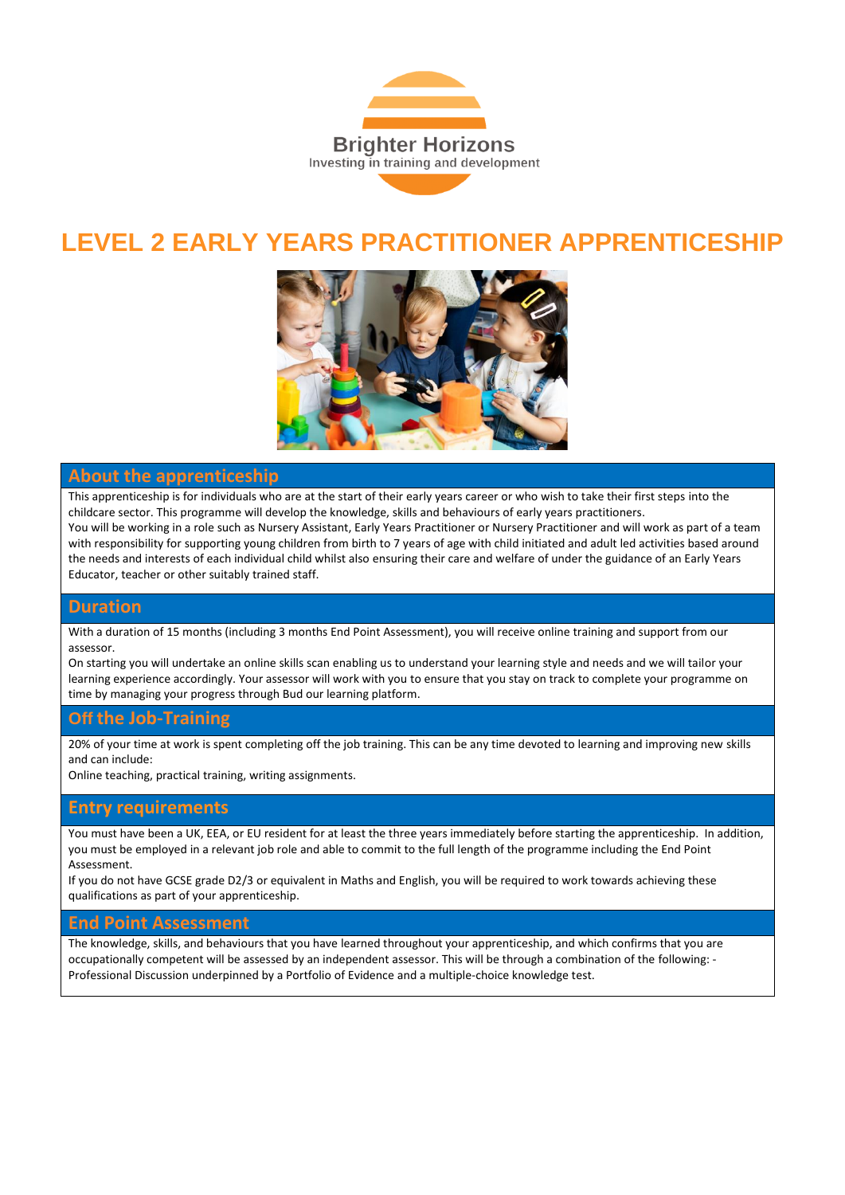Brighter Horizons

Investing in training and development

# LEVEL 2 EARLY YEARS PRACTITIONER APPRENTICESHIP

## About the apprenticeship

This apprenticeship is for individuals who are at the start of their early years career or who wish to take their first steps into the childcare sector. This programme will develop the knowledge, skills and behaviours of early years practitioners.

You will be working in a role such as Nursery Assistant, Early Years Practitioner or Nursery Practitioner and will work as part of a team with responsibility for supporting young children from birth to 7 years of age with child initiated and adult led activities based around the needs and interests of each individual child whilst also ensuring their care and welfare of under the guidance of an Early Years Educator, teacher or other suitably trained staff.

## Duration

With a duration of 15 months (including 3 months End Point Assessment), you will receive online training and support from our assessor.

On starting you will undertake an online skills scan enabling us to understand your learning style and needs and we will tailor your learning experience accordingly. Your assessor will work with you to ensure that you stay on track to complete your programme on time by managing your progress through Bud our learning platform.

## Off the Job-Training

20% of your time at work is spent completing off the job training. This can be any time devoted to learning and improving new skills and can include:

Online teaching, practical training, writing assignments.

## Entry requirements

You must have been a UK, EEA, or EU resident for at least the three years immediately before starting the apprenticeship. In addition, you must be employed in a relevant job role and able to commit to the full length of the programme including the End Point Assessment.

If you do not have GCSE grade D2/3 or equivalent in Maths and English, you will be required to work towards achieving these qualifications as part of your apprenticeship.

## End Point Assessment

The knowledge, skills, and behaviours that you have learned throughout your apprenticeship, and which confirms that you are occupationally competent will be assessed by an independent assessor. This will be through a combination of the following: - Professional Discussion underpinned by a Portfolio of Evidence and a multiple-choice knowledge test.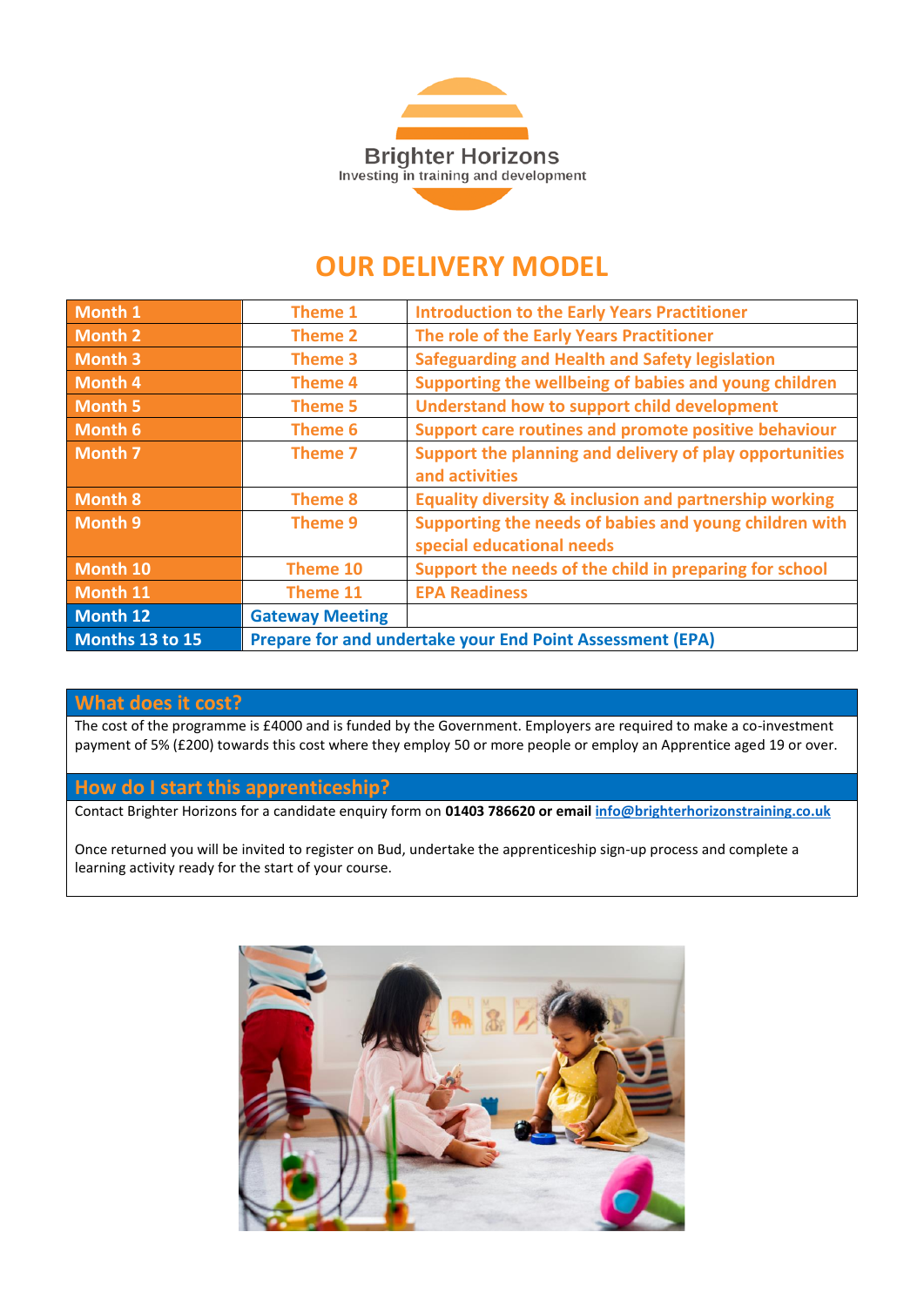Brighter Horizons
Investing in training and development

# OUR DELIVERY MODEL

| | | |
|---|---|---|
| Month 1 | Theme 1 | Introduction to the Early Years Practitioner |
| Month 2 | Theme 2 | The role of the Early Years Practitioner |
| Month 3 | Theme 3 | Safeguarding and Health and Safety legislation |
| Month 4 | Theme 4 | Supporting the wellbeing of babies and young children |
| Month 5 | Theme 5 | Understand how to support child development |
| Month 6 | Theme 6 | Support care routines and promote positive behaviour |
| Month 7 | Theme 7 | Support the planning and delivery of play opportunities and activities |
| Month 8 | Theme 8 | Equality diversity & inclusion and partnership working |
| Month 9 | Theme 9 | Supporting the needs of babies and young children with special educational needs |
| Month 10 | Theme 10 | Support the needs of the child in preparing for school |
| Month 11 | Theme 11 | EPA Readiness |
| Month 12 | Gateway Meeting | |
| Months 13 to 15 | Prepare for and undertake your End Point Assessment (EPA) | |

## What does it cost?

The cost of the programme is £4000 and is funded by the Government. Employers are required to make a co-investment payment of 5% (£200) towards this cost where they employ 50 or more people or employ an Apprentice aged 19 or over.

## How do I start this apprenticeship?

Contact Brighter Horizons for a candidate enquiry form on **01403 786620 or email** info@brighterhorizonstraining.co.uk

Once returned you will be invited to register on Bud, undertake the apprenticeship sign-up process and complete a learning activity ready for the start of your course.